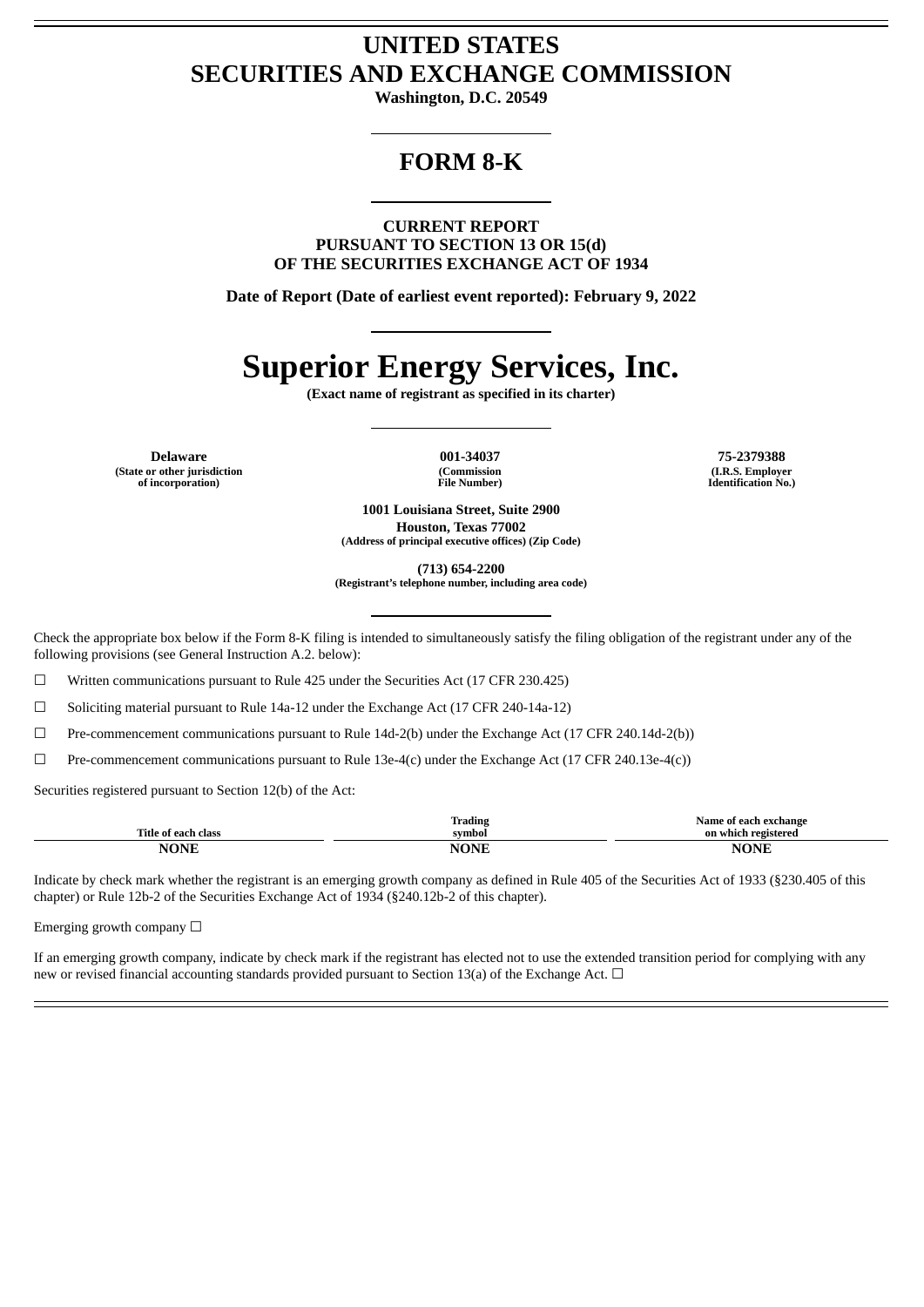# UNITED STATES
# SECURITIES AND EXCHANGE COMMISSION

**Washington, D.C. 20549**

## FORM 8-K

**CURRENT REPORT**
**PURSUANT TO SECTION 13 OR 15(d)**
**OF THE SECURITIES EXCHANGE ACT OF 1934**

**Date of Report (Date of earliest event reported): February 9, 2022**

# Superior Energy Services, Inc.

**(Exact name of registrant as specified in its charter)**

| **Delaware** | **001-34037** | **75-2379388** |
|---|---|---|
| **(State or other jurisdiction of incorporation)** | **(Commission File Number)** | **(I.R.S. Employer Identification No.)** |

**1001 Louisiana Street, Suite 2900**
**Houston, Texas 77002**
**(Address of principal executive offices) (Zip Code)**

**(713) 654-2200**
**(Registrant's telephone number, including area code)**

Check the appropriate box below if the Form 8-K filing is intended to simultaneously satisfy the filing obligation of the registrant under any of the following provisions (see General Instruction A.2. below):

☐ Written communications pursuant to Rule 425 under the Securities Act (17 CFR 230.425)

☐ Soliciting material pursuant to Rule 14a-12 under the Exchange Act (17 CFR 240-14a-12)

☐ Pre-commencement communications pursuant to Rule 14d-2(b) under the Exchange Act (17 CFR 240.14d-2(b))

☐ Pre-commencement communications pursuant to Rule 13e-4(c) under the Exchange Act (17 CFR 240.13e-4(c))

Securities registered pursuant to Section 12(b) of the Act:

| Title of each class | Trading symbol | Name of each exchange on which registered |
|---|---|---|
| **NONE** | **NONE** | **NONE** |

Indicate by check mark whether the registrant is an emerging growth company as defined in Rule 405 of the Securities Act of 1933 (§230.405 of this chapter) or Rule 12b-2 of the Securities Exchange Act of 1934 (§240.12b-2 of this chapter).

Emerging growth company ☐

If an emerging growth company, indicate by check mark if the registrant has elected not to use the extended transition period for complying with any new or revised financial accounting standards provided pursuant to Section 13(a) of the Exchange Act. ☐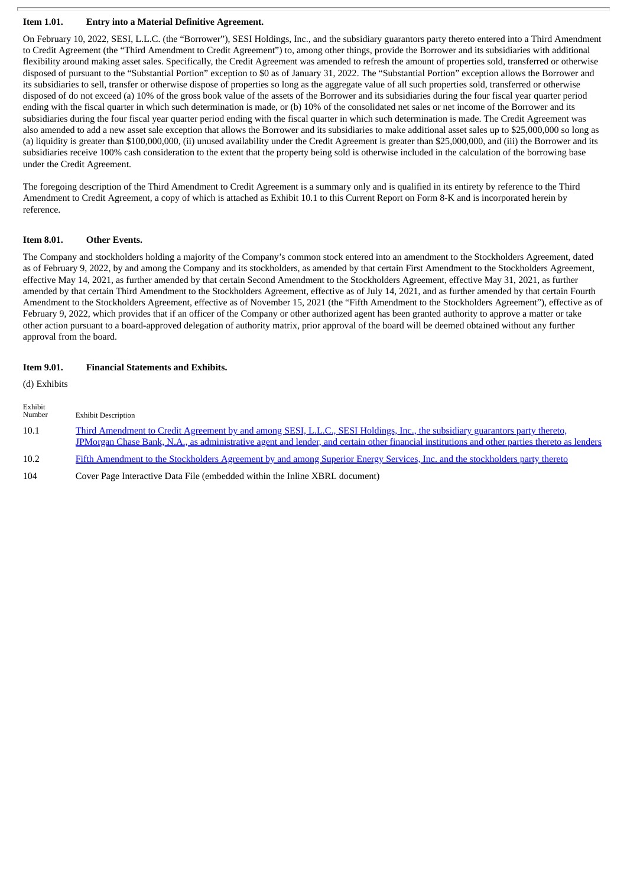### Item 1.01. Entry into a Material Definitive Agreement.

On February 10, 2022, SESI, L.L.C. (the "Borrower"), SESI Holdings, Inc., and the subsidiary guarantors party thereto entered into a Third Amendment to Credit Agreement (the "Third Amendment to Credit Agreement") to, among other things, provide the Borrower and its subsidiaries with additional flexibility around making asset sales. Specifically, the Credit Agreement was amended to refresh the amount of properties sold, transferred or otherwise disposed of pursuant to the "Substantial Portion" exception to $0 as of January 31, 2022. The "Substantial Portion" exception allows the Borrower and its subsidiaries to sell, transfer or otherwise dispose of properties so long as the aggregate value of all such properties sold, transferred or otherwise disposed of do not exceed (a) 10% of the gross book value of the assets of the Borrower and its subsidiaries during the four fiscal year quarter period ending with the fiscal quarter in which such determination is made, or (b) 10% of the consolidated net sales or net income of the Borrower and its subsidiaries during the four fiscal year quarter period ending with the fiscal quarter in which such determination is made. The Credit Agreement was also amended to add a new asset sale exception that allows the Borrower and its subsidiaries to make additional asset sales up to $25,000,000 so long as (a) liquidity is greater than $100,000,000, (ii) unused availability under the Credit Agreement is greater than $25,000,000, and (iii) the Borrower and its subsidiaries receive 100% cash consideration to the extent that the property being sold is otherwise included in the calculation of the borrowing base under the Credit Agreement.

The foregoing description of the Third Amendment to Credit Agreement is a summary only and is qualified in its entirety by reference to the Third Amendment to Credit Agreement, a copy of which is attached as Exhibit 10.1 to this Current Report on Form 8-K and is incorporated herein by reference.

### Item 8.01. Other Events.

The Company and stockholders holding a majority of the Company's common stock entered into an amendment to the Stockholders Agreement, dated as of February 9, 2022, by and among the Company and its stockholders, as amended by that certain First Amendment to the Stockholders Agreement, effective May 14, 2021, as further amended by that certain Second Amendment to the Stockholders Agreement, effective May 31, 2021, as further amended by that certain Third Amendment to the Stockholders Agreement, effective as of July 14, 2021, and as further amended by that certain Fourth Amendment to the Stockholders Agreement, effective as of November 15, 2021 (the "Fifth Amendment to the Stockholders Agreement"), effective as of February 9, 2022, which provides that if an officer of the Company or other authorized agent has been granted authority to approve a matter or take other action pursuant to a board-approved delegation of authority matrix, prior approval of the board will be deemed obtained without any further approval from the board.

### Item 9.01. Financial Statements and Exhibits.

(d) Exhibits

| Exhibit Number | Exhibit Description |
|---|---|
| 10.1 | Third Amendment to Credit Agreement by and among SESI, L.L.C., SESI Holdings, Inc., the subsidiary guarantors party thereto, JPMorgan Chase Bank, N.A., as administrative agent and lender, and certain other financial institutions and other parties thereto as lenders |
| 10.2 | Fifth Amendment to the Stockholders Agreement by and among Superior Energy Services, Inc. and the stockholders party thereto |
| 104 | Cover Page Interactive Data File (embedded within the Inline XBRL document) |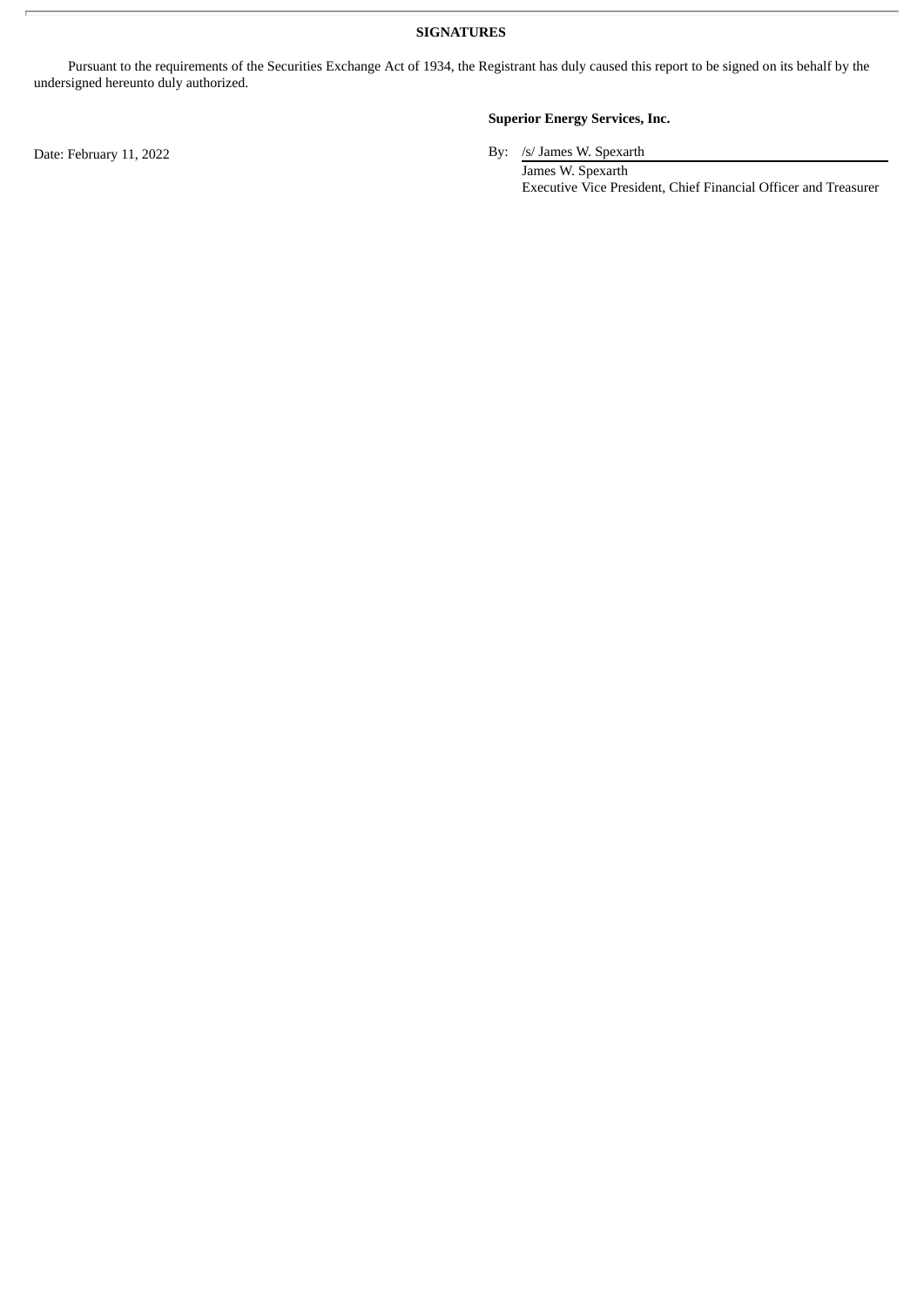**SIGNATURES**

Pursuant to the requirements of the Securities Exchange Act of 1934, the Registrant has duly caused this report to be signed on its behalf by the undersigned hereunto duly authorized.

**Superior Energy Services, Inc.**

Date: February 11, 2022

By: /s/ James W. Spexarth
James W. Spexarth
Executive Vice President, Chief Financial Officer and Treasurer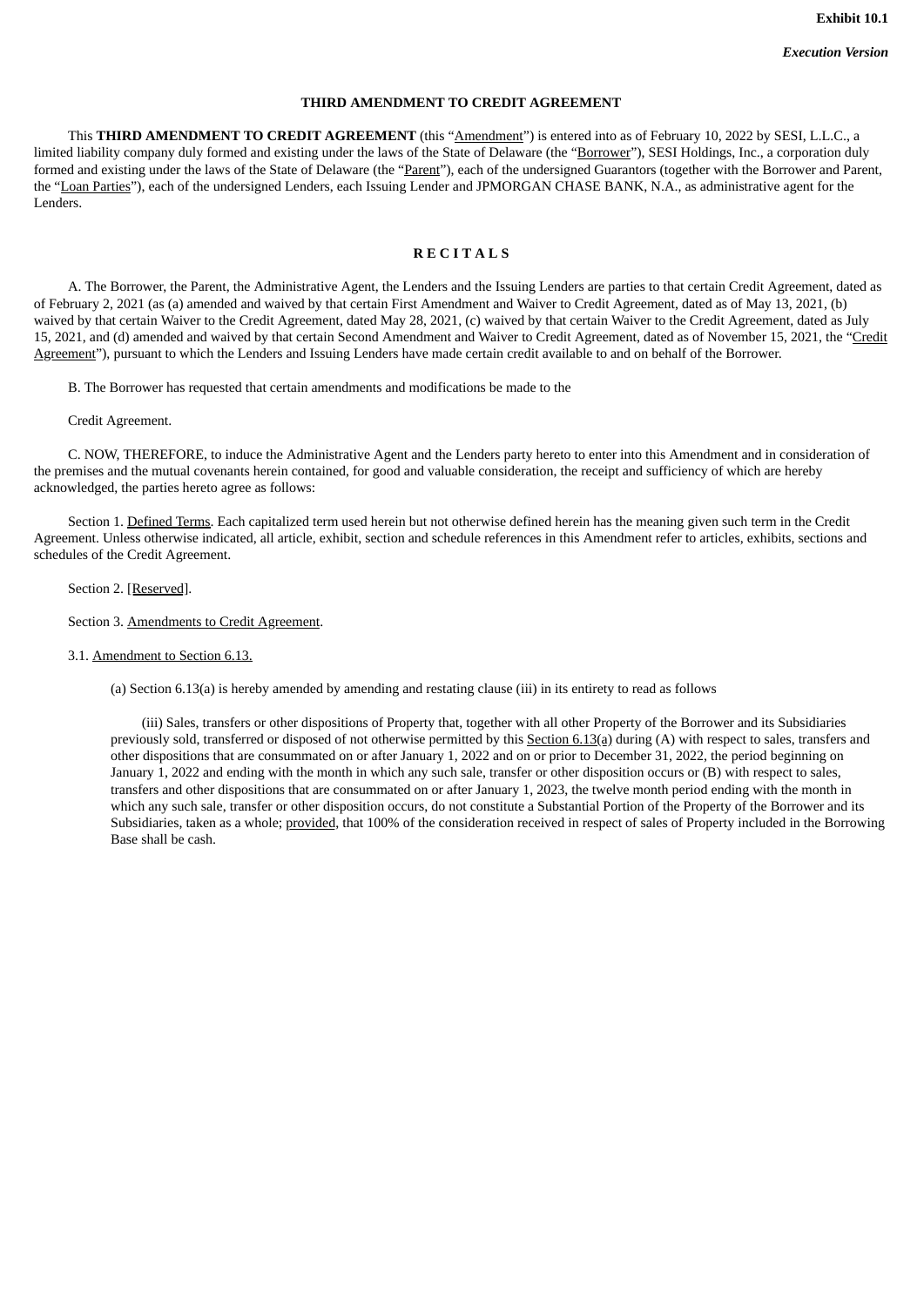**Exhibit 10.1**

***Execution Version***

**THIRD AMENDMENT TO CREDIT AGREEMENT**

This **THIRD AMENDMENT TO CREDIT AGREEMENT** (this "Amendment") is entered into as of February 10, 2022 by SESI, L.L.C., a limited liability company duly formed and existing under the laws of the State of Delaware (the "Borrower"), SESI Holdings, Inc., a corporation duly formed and existing under the laws of the State of Delaware (the "Parent"), each of the undersigned Guarantors (together with the Borrower and Parent, the "Loan Parties"), each of the undersigned Lenders, each Issuing Lender and JPMORGAN CHASE BANK, N.A., as administrative agent for the Lenders.

**R E C I T A L S**

A. The Borrower, the Parent, the Administrative Agent, the Lenders and the Issuing Lenders are parties to that certain Credit Agreement, dated as of February 2, 2021 (as (a) amended and waived by that certain First Amendment and Waiver to Credit Agreement, dated as of May 13, 2021, (b) waived by that certain Waiver to the Credit Agreement, dated May 28, 2021, (c) waived by that certain Waiver to the Credit Agreement, dated as July 15, 2021, and (d) amended and waived by that certain Second Amendment and Waiver to Credit Agreement, dated as of November 15, 2021, the "Credit Agreement"), pursuant to which the Lenders and Issuing Lenders have made certain credit available to and on behalf of the Borrower.

B. The Borrower has requested that certain amendments and modifications be made to the

Credit Agreement.

C. NOW, THEREFORE, to induce the Administrative Agent and the Lenders party hereto to enter into this Amendment and in consideration of the premises and the mutual covenants herein contained, for good and valuable consideration, the receipt and sufficiency of which are hereby acknowledged, the parties hereto agree as follows:

Section 1. Defined Terms. Each capitalized term used herein but not otherwise defined herein has the meaning given such term in the Credit Agreement. Unless otherwise indicated, all article, exhibit, section and schedule references in this Amendment refer to articles, exhibits, sections and schedules of the Credit Agreement.

Section 2. [Reserved].

Section 3. Amendments to Credit Agreement.

3.1. Amendment to Section 6.13.

(a) Section 6.13(a) is hereby amended by amending and restating clause (iii) in its entirety to read as follows

(iii) Sales, transfers or other dispositions of Property that, together with all other Property of the Borrower and its Subsidiaries previously sold, transferred or disposed of not otherwise permitted by this Section 6.13(a) during (A) with respect to sales, transfers and other dispositions that are consummated on or after January 1, 2022 and on or prior to December 31, 2022, the period beginning on January 1, 2022 and ending with the month in which any such sale, transfer or other disposition occurs or (B) with respect to sales, transfers and other dispositions that are consummated on or after January 1, 2023, the twelve month period ending with the month in which any such sale, transfer or other disposition occurs, do not constitute a Substantial Portion of the Property of the Borrower and its Subsidiaries, taken as a whole; provided, that 100% of the consideration received in respect of sales of Property included in the Borrowing Base shall be cash.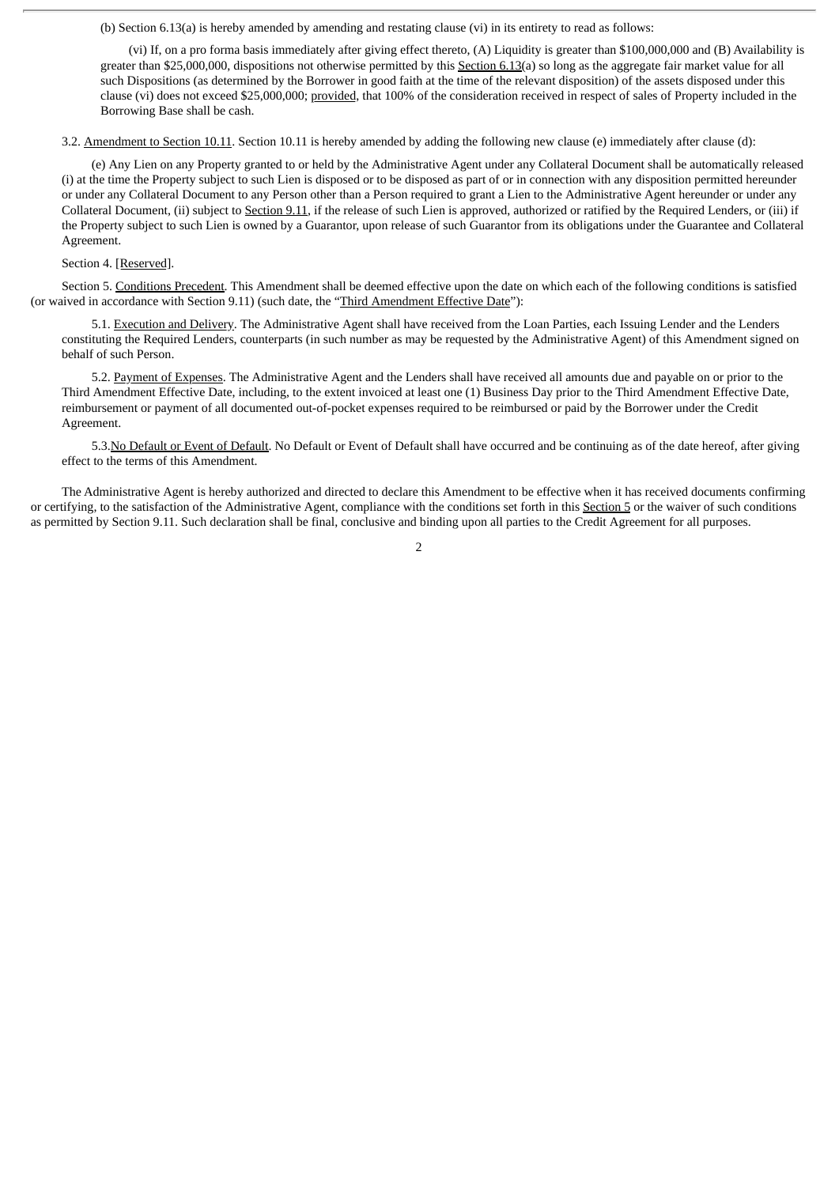(b) Section 6.13(a) is hereby amended by amending and restating clause (vi) in its entirety to read as follows:

(vi) If, on a pro forma basis immediately after giving effect thereto, (A) Liquidity is greater than $100,000,000 and (B) Availability is greater than $25,000,000, dispositions not otherwise permitted by this Section 6.13(a) so long as the aggregate fair market value for all such Dispositions (as determined by the Borrower in good faith at the time of the relevant disposition) of the assets disposed under this clause (vi) does not exceed $25,000,000; provided, that 100% of the consideration received in respect of sales of Property included in the Borrowing Base shall be cash.

3.2. Amendment to Section 10.11. Section 10.11 is hereby amended by adding the following new clause (e) immediately after clause (d):

(e) Any Lien on any Property granted to or held by the Administrative Agent under any Collateral Document shall be automatically released (i) at the time the Property subject to such Lien is disposed or to be disposed as part of or in connection with any disposition permitted hereunder or under any Collateral Document to any Person other than a Person required to grant a Lien to the Administrative Agent hereunder or under any Collateral Document, (ii) subject to Section 9.11, if the release of such Lien is approved, authorized or ratified by the Required Lenders, or (iii) if the Property subject to such Lien is owned by a Guarantor, upon release of such Guarantor from its obligations under the Guarantee and Collateral Agreement.

Section 4. [Reserved].

Section 5. Conditions Precedent. This Amendment shall be deemed effective upon the date on which each of the following conditions is satisfied (or waived in accordance with Section 9.11) (such date, the "Third Amendment Effective Date"):

5.1. Execution and Delivery. The Administrative Agent shall have received from the Loan Parties, each Issuing Lender and the Lenders constituting the Required Lenders, counterparts (in such number as may be requested by the Administrative Agent) of this Amendment signed on behalf of such Person.

5.2. Payment of Expenses. The Administrative Agent and the Lenders shall have received all amounts due and payable on or prior to the Third Amendment Effective Date, including, to the extent invoiced at least one (1) Business Day prior to the Third Amendment Effective Date, reimbursement or payment of all documented out-of-pocket expenses required to be reimbursed or paid by the Borrower under the Credit Agreement.

5.3. No Default or Event of Default. No Default or Event of Default shall have occurred and be continuing as of the date hereof, after giving effect to the terms of this Amendment.

The Administrative Agent is hereby authorized and directed to declare this Amendment to be effective when it has received documents confirming or certifying, to the satisfaction of the Administrative Agent, compliance with the conditions set forth in this Section 5 or the waiver of such conditions as permitted by Section 9.11. Such declaration shall be final, conclusive and binding upon all parties to the Credit Agreement for all purposes.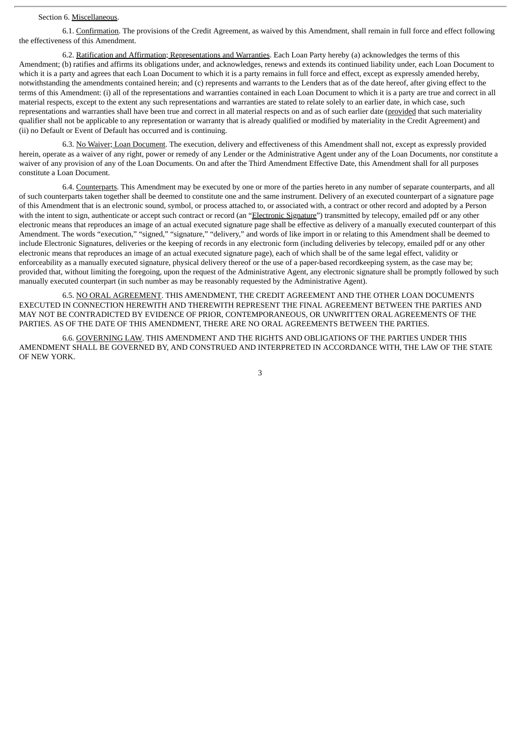Section 6. Miscellaneous.

6.1. Confirmation. The provisions of the Credit Agreement, as waived by this Amendment, shall remain in full force and effect following the effectiveness of this Amendment.

6.2. Ratification and Affirmation; Representations and Warranties. Each Loan Party hereby (a) acknowledges the terms of this Amendment; (b) ratifies and affirms its obligations under, and acknowledges, renews and extends its continued liability under, each Loan Document to which it is a party and agrees that each Loan Document to which it is a party remains in full force and effect, except as expressly amended hereby, notwithstanding the amendments contained herein; and (c) represents and warrants to the Lenders that as of the date hereof, after giving effect to the terms of this Amendment: (i) all of the representations and warranties contained in each Loan Document to which it is a party are true and correct in all material respects, except to the extent any such representations and warranties are stated to relate solely to an earlier date, in which case, such representations and warranties shall have been true and correct in all material respects on and as of such earlier date (provided that such materiality qualifier shall not be applicable to any representation or warranty that is already qualified or modified by materiality in the Credit Agreement) and (ii) no Default or Event of Default has occurred and is continuing.

6.3. No Waiver; Loan Document. The execution, delivery and effectiveness of this Amendment shall not, except as expressly provided herein, operate as a waiver of any right, power or remedy of any Lender or the Administrative Agent under any of the Loan Documents, nor constitute a waiver of any provision of any of the Loan Documents. On and after the Third Amendment Effective Date, this Amendment shall for all purposes constitute a Loan Document.

6.4. Counterparts. This Amendment may be executed by one or more of the parties hereto in any number of separate counterparts, and all of such counterparts taken together shall be deemed to constitute one and the same instrument. Delivery of an executed counterpart of a signature page of this Amendment that is an electronic sound, symbol, or process attached to, or associated with, a contract or other record and adopted by a Person with the intent to sign, authenticate or accept such contract or record (an "Electronic Signature") transmitted by telecopy, emailed pdf or any other electronic means that reproduces an image of an actual executed signature page shall be effective as delivery of a manually executed counterpart of this Amendment. The words "execution," "signed," "signature," "delivery," and words of like import in or relating to this Amendment shall be deemed to include Electronic Signatures, deliveries or the keeping of records in any electronic form (including deliveries by telecopy, emailed pdf or any other electronic means that reproduces an image of an actual executed signature page), each of which shall be of the same legal effect, validity or enforceability as a manually executed signature, physical delivery thereof or the use of a paper-based recordkeeping system, as the case may be; provided that, without limiting the foregoing, upon the request of the Administrative Agent, any electronic signature shall be promptly followed by such manually executed counterpart (in such number as may be reasonably requested by the Administrative Agent).

6.5. NO ORAL AGREEMENT. THIS AMENDMENT, THE CREDIT AGREEMENT AND THE OTHER LOAN DOCUMENTS EXECUTED IN CONNECTION HEREWITH AND THEREWITH REPRESENT THE FINAL AGREEMENT BETWEEN THE PARTIES AND MAY NOT BE CONTRADICTED BY EVIDENCE OF PRIOR, CONTEMPORANEOUS, OR UNWRITTEN ORAL AGREEMENTS OF THE PARTIES. AS OF THE DATE OF THIS AMENDMENT, THERE ARE NO ORAL AGREEMENTS BETWEEN THE PARTIES.

6.6. GOVERNING LAW. THIS AMENDMENT AND THE RIGHTS AND OBLIGATIONS OF THE PARTIES UNDER THIS AMENDMENT SHALL BE GOVERNED BY, AND CONSTRUED AND INTERPRETED IN ACCORDANCE WITH, THE LAW OF THE STATE OF NEW YORK.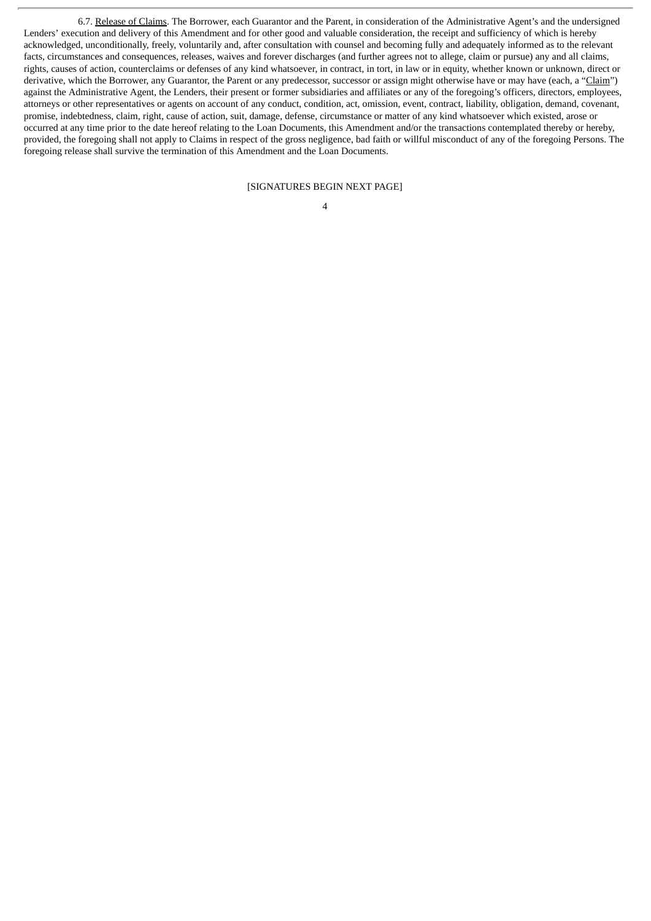6.7. Release of Claims. The Borrower, each Guarantor and the Parent, in consideration of the Administrative Agent's and the undersigned Lenders' execution and delivery of this Amendment and for other good and valuable consideration, the receipt and sufficiency of which is hereby acknowledged, unconditionally, freely, voluntarily and, after consultation with counsel and becoming fully and adequately informed as to the relevant facts, circumstances and consequences, releases, waives and forever discharges (and further agrees not to allege, claim or pursue) any and all claims, rights, causes of action, counterclaims or defenses of any kind whatsoever, in contract, in tort, in law or in equity, whether known or unknown, direct or derivative, which the Borrower, any Guarantor, the Parent or any predecessor, successor or assign might otherwise have or may have (each, a "Claim") against the Administrative Agent, the Lenders, their present or former subsidiaries and affiliates or any of the foregoing's officers, directors, employees, attorneys or other representatives or agents on account of any conduct, condition, act, omission, event, contract, liability, obligation, demand, covenant, promise, indebtedness, claim, right, cause of action, suit, damage, defense, circumstance or matter of any kind whatsoever which existed, arose or occurred at any time prior to the date hereof relating to the Loan Documents, this Amendment and/or the transactions contemplated thereby or hereby, provided, the foregoing shall not apply to Claims in respect of the gross negligence, bad faith or willful misconduct of any of the foregoing Persons. The foregoing release shall survive the termination of this Amendment and the Loan Documents.

[SIGNATURES BEGIN NEXT PAGE]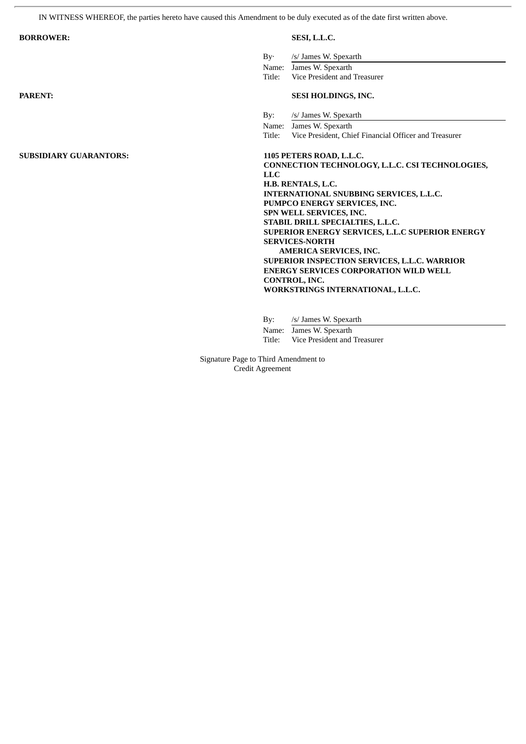IN WITNESS WHEREOF, the parties hereto have caused this Amendment to be duly executed as of the date first written above.

**BORROWER:**

**SESI, L.L.C.**

By· /s/ James W. Spexarth
Name: James W. Spexarth
Title: Vice President and Treasurer

**PARENT:**

**SESI HOLDINGS, INC.**

By: /s/ James W. Spexarth
Name: James W. Spexarth
Title: Vice President, Chief Financial Officer and Treasurer

**SUBSIDIARY GUARANTORS:**

**1105 PETERS ROAD, L.L.C.**
**CONNECTION TECHNOLOGY, L.L.C. CSI TECHNOLOGIES, LLC**
**H.B. RENTALS, L.C.**
**INTERNATIONAL SNUBBING SERVICES, L.L.C.**
**PUMPCO ENERGY SERVICES, INC.**
**SPN WELL SERVICES, INC.**
**STABIL DRILL SPECIALTIES, L.L.C.**
**SUPERIOR ENERGY SERVICES, L.L.C SUPERIOR ENERGY SERVICES-NORTH AMERICA SERVICES, INC.**
**SUPERIOR INSPECTION SERVICES, L.L.C. WARRIOR ENERGY SERVICES CORPORATION WILD WELL CONTROL, INC.**
**WORKSTRINGS INTERNATIONAL, L.L.C.**

By: /s/ James W. Spexarth
Name: James W. Spexarth
Title: Vice President and Treasurer

Signature Page to Third Amendment to Credit Agreement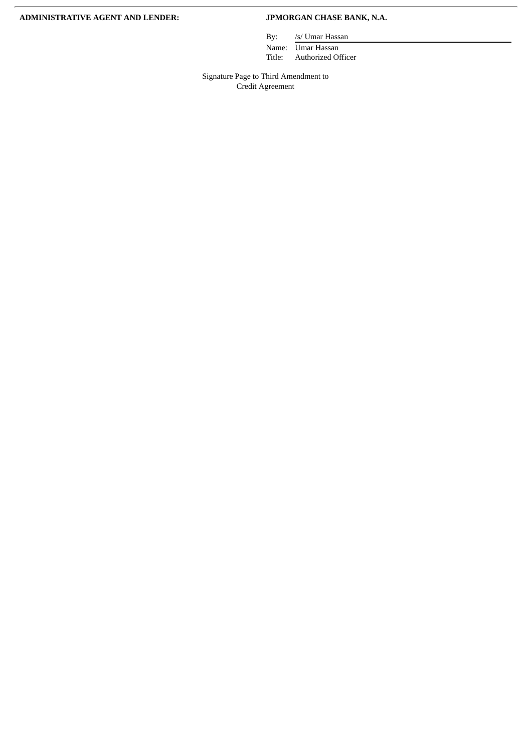**ADMINISTRATIVE AGENT AND LENDER:** **JPMORGAN CHASE BANK, N.A.**

By: /s/ Umar Hassan

Name: Umar Hassan

Title: Authorized Officer

Signature Page to Third Amendment to Credit Agreement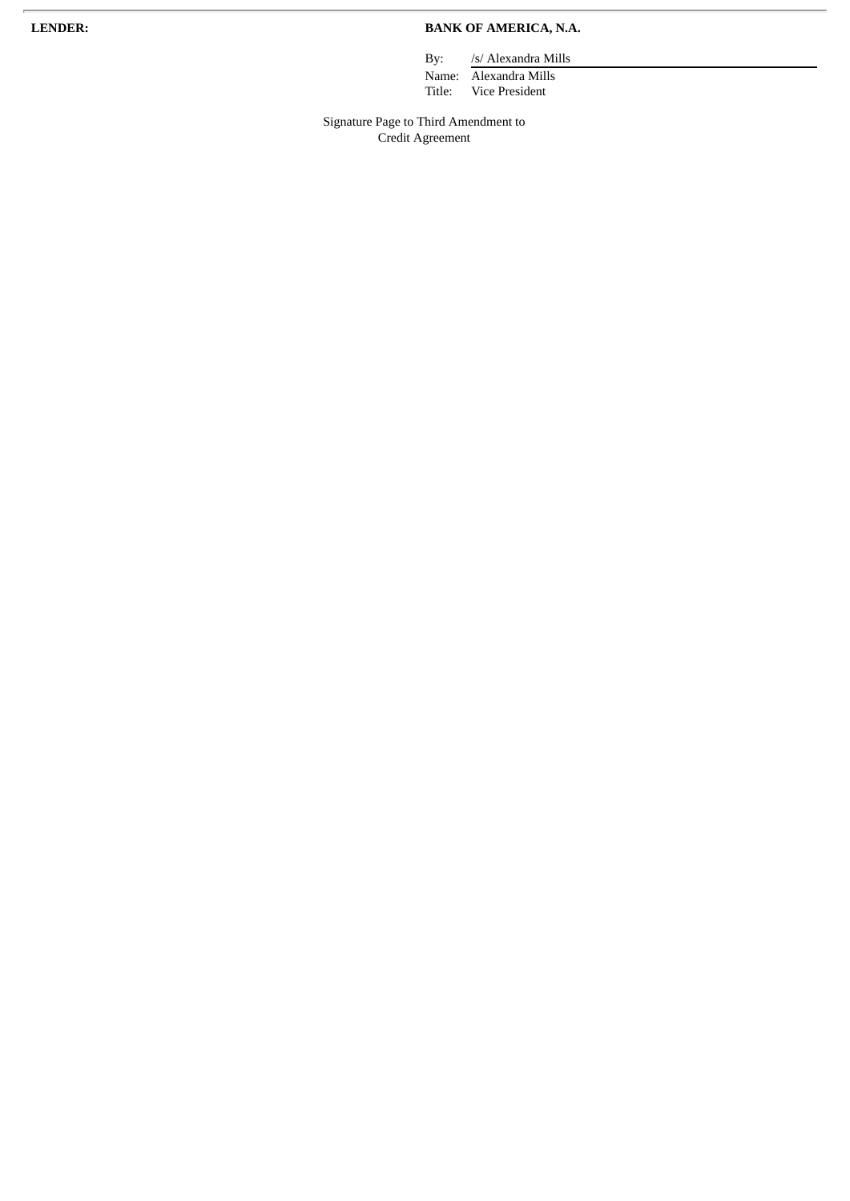**LENDER:** **BANK OF AMERICA, N.A.**

By: /s/ Alexandra Mills
Name: Alexandra Mills
Title: Vice President

Signature Page to Third Amendment to
Credit Agreement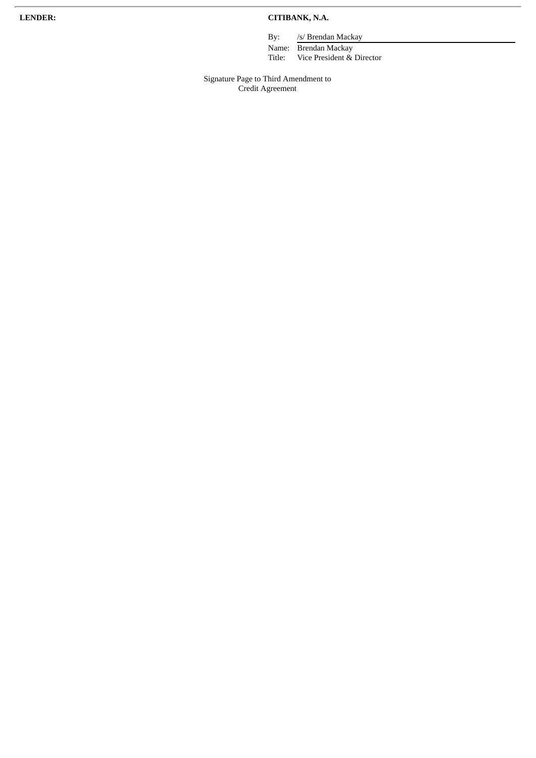**LENDER:** **CITIBANK, N.A.**

By: /s/ Brendan Mackay
Name: Brendan Mackay
Title: Vice President & Director

Signature Page to Third Amendment to
Credit Agreement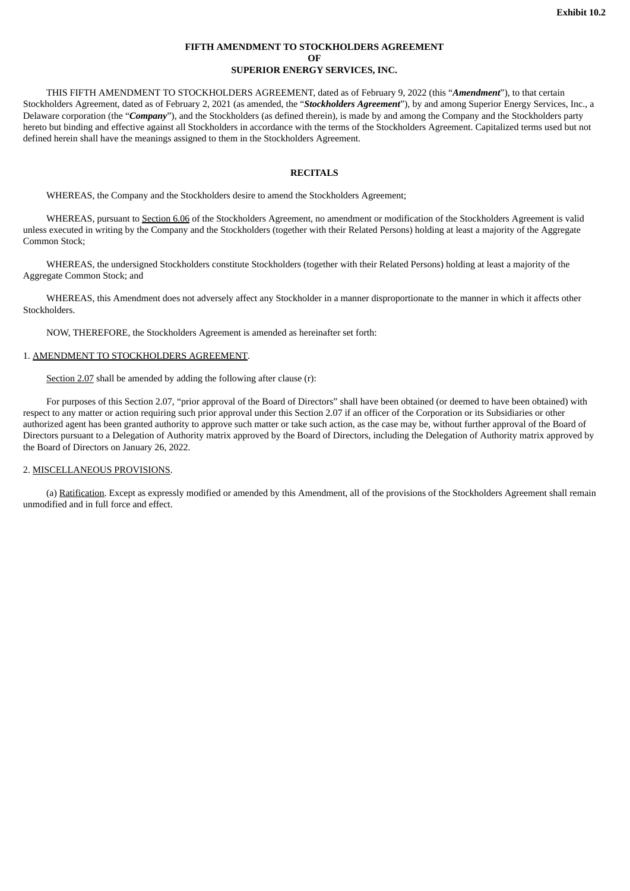Exhibit 10.2

**FIFTH AMENDMENT TO STOCKHOLDERS AGREEMENT**
**OF**
**SUPERIOR ENERGY SERVICES, INC.**

THIS FIFTH AMENDMENT TO STOCKHOLDERS AGREEMENT, dated as of February 9, 2022 (this "***Amendment***"), to that certain Stockholders Agreement, dated as of February 2, 2021 (as amended, the "***Stockholders Agreement***"), by and among Superior Energy Services, Inc., a Delaware corporation (the "***Company***"), and the Stockholders (as defined therein), is made by and among the Company and the Stockholders party hereto but binding and effective against all Stockholders in accordance with the terms of the Stockholders Agreement. Capitalized terms used but not defined herein shall have the meanings assigned to them in the Stockholders Agreement.

**RECITALS**

WHEREAS, the Company and the Stockholders desire to amend the Stockholders Agreement;

WHEREAS, pursuant to Section 6.06 of the Stockholders Agreement, no amendment or modification of the Stockholders Agreement is valid unless executed in writing by the Company and the Stockholders (together with their Related Persons) holding at least a majority of the Aggregate Common Stock;

WHEREAS, the undersigned Stockholders constitute Stockholders (together with their Related Persons) holding at least a majority of the Aggregate Common Stock; and

WHEREAS, this Amendment does not adversely affect any Stockholder in a manner disproportionate to the manner in which it affects other Stockholders.

NOW, THEREFORE, the Stockholders Agreement is amended as hereinafter set forth:

1. AMENDMENT TO STOCKHOLDERS AGREEMENT.

Section 2.07 shall be amended by adding the following after clause (r):

For purposes of this Section 2.07, "prior approval of the Board of Directors" shall have been obtained (or deemed to have been obtained) with respect to any matter or action requiring such prior approval under this Section 2.07 if an officer of the Corporation or its Subsidiaries or other authorized agent has been granted authority to approve such matter or take such action, as the case may be, without further approval of the Board of Directors pursuant to a Delegation of Authority matrix approved by the Board of Directors, including the Delegation of Authority matrix approved by the Board of Directors on January 26, 2022.

2. MISCELLANEOUS PROVISIONS.

(a) Ratification. Except as expressly modified or amended by this Amendment, all of the provisions of the Stockholders Agreement shall remain unmodified and in full force and effect.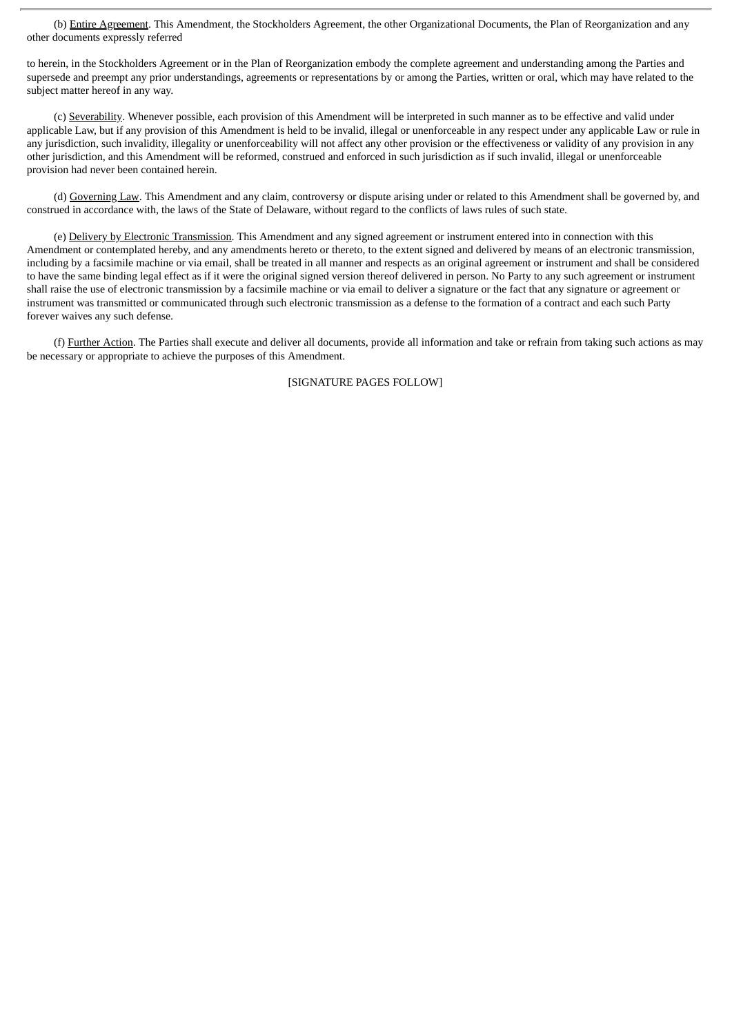(b) Entire Agreement. This Amendment, the Stockholders Agreement, the other Organizational Documents, the Plan of Reorganization and any other documents expressly referred to herein, in the Stockholders Agreement or in the Plan of Reorganization embody the complete agreement and understanding among the Parties and supersede and preempt any prior understandings, agreements or representations by or among the Parties, written or oral, which may have related to the subject matter hereof in any way.

(c) Severability. Whenever possible, each provision of this Amendment will be interpreted in such manner as to be effective and valid under applicable Law, but if any provision of this Amendment is held to be invalid, illegal or unenforceable in any respect under any applicable Law or rule in any jurisdiction, such invalidity, illegality or unenforceability will not affect any other provision or the effectiveness or validity of any provision in any other jurisdiction, and this Amendment will be reformed, construed and enforced in such jurisdiction as if such invalid, illegal or unenforceable provision had never been contained herein.

(d) Governing Law. This Amendment and any claim, controversy or dispute arising under or related to this Amendment shall be governed by, and construed in accordance with, the laws of the State of Delaware, without regard to the conflicts of laws rules of such state.

(e) Delivery by Electronic Transmission. This Amendment and any signed agreement or instrument entered into in connection with this Amendment or contemplated hereby, and any amendments hereto or thereto, to the extent signed and delivered by means of an electronic transmission, including by a facsimile machine or via email, shall be treated in all manner and respects as an original agreement or instrument and shall be considered to have the same binding legal effect as if it were the original signed version thereof delivered in person. No Party to any such agreement or instrument shall raise the use of electronic transmission by a facsimile machine or via email to deliver a signature or the fact that any signature or agreement or instrument was transmitted or communicated through such electronic transmission as a defense to the formation of a contract and each such Party forever waives any such defense.

(f) Further Action. The Parties shall execute and deliver all documents, provide all information and take or refrain from taking such actions as may be necessary or appropriate to achieve the purposes of this Amendment.

[SIGNATURE PAGES FOLLOW]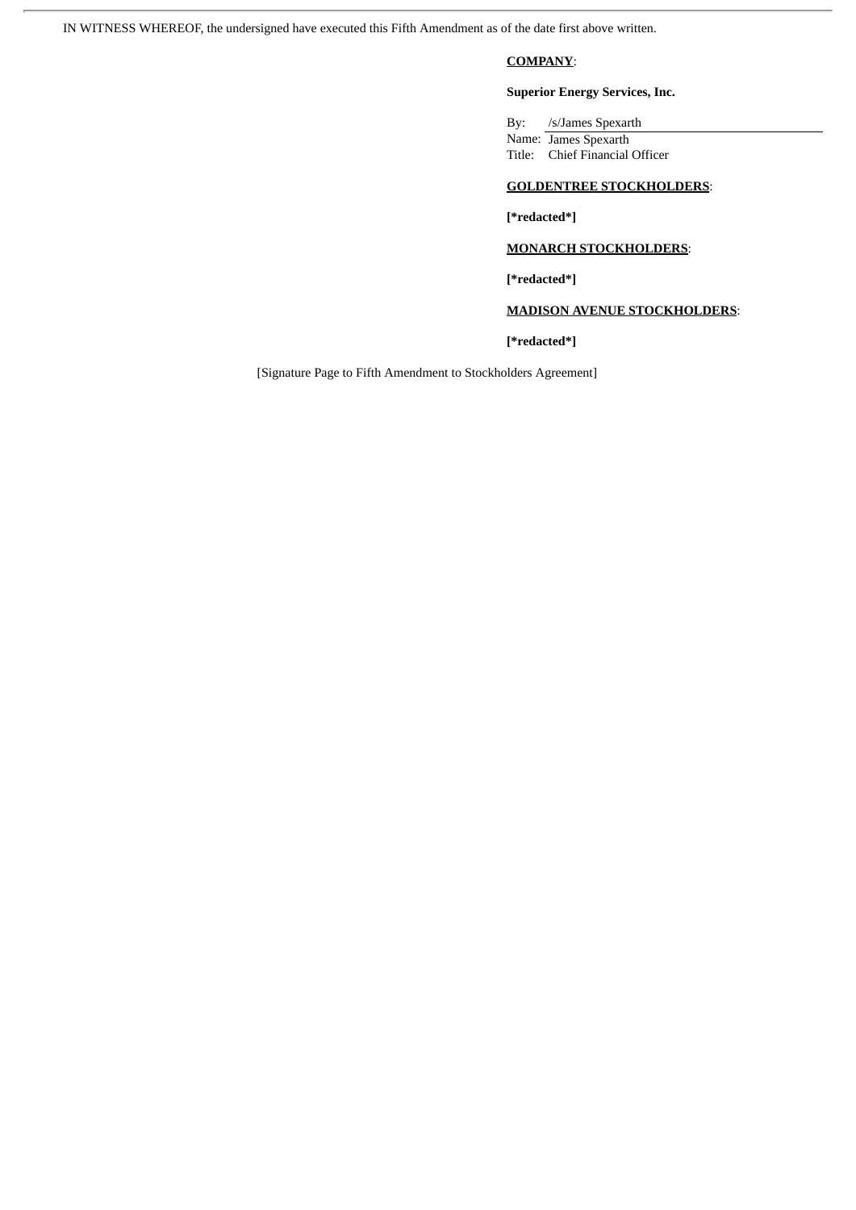IN WITNESS WHEREOF, the undersigned have executed this Fifth Amendment as of the date first above written.

**COMPANY**:

**Superior Energy Services, Inc.**

By: /s/James Spexarth
Name: James Spexarth
Title: Chief Financial Officer

**GOLDENTREE STOCKHOLDERS**:

**[*redacted*]**

**MONARCH STOCKHOLDERS**:

**[*redacted*]**

**MADISON AVENUE STOCKHOLDERS**:

**[*redacted*]**

[Signature Page to Fifth Amendment to Stockholders Agreement]